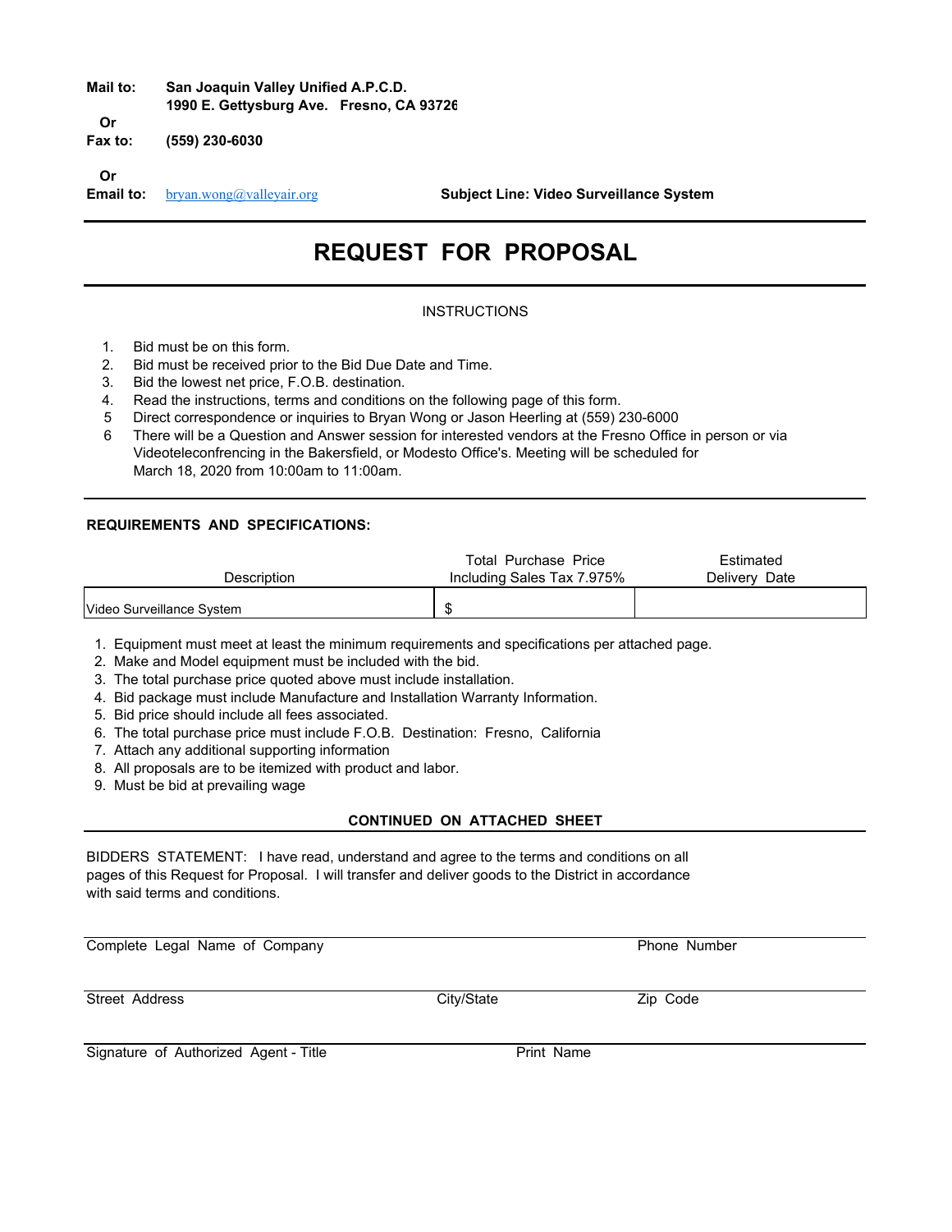**Mail to:** **San Joaquin Valley Unified A.P.C.D.**
**1990 E. Gettysburg Ave. Fresno, CA 93726**

**Or**

**Fax to:** **(559) 230-6030**

**Or**

**Email to:** bryan.wong@valleyair.org **Subject Line: Video Surveillance System**

---

# REQUEST FOR PROPOSAL

---

INSTRUCTIONS

1. Bid must be on this form.
2. Bid must be received prior to the Bid Due Date and Time.
3. Bid the lowest net price, F.O.B. destination.
4. Read the instructions, terms and conditions on the following page of this form.
5. Direct correspondence or inquiries to Bryan Wong or Jason Heerling at (559) 230-6000
6. There will be a Question and Answer session for interested vendors at the Fresno Office in person or via Videoteleconfrencing in the Bakersfield, or Modesto Office's. Meeting will be scheduled for March 18, 2020 from 10:00am to 11:00am.

---

**REQUIREMENTS AND SPECIFICATIONS:**

| Description | Total Purchase Price Including Sales Tax 7.975% | Estimated Delivery Date |
|---|---|---|
| Video Surveillance System | $ | |

1. Equipment must meet at least the minimum requirements and specifications per attached page.
2. Make and Model equipment must be included with the bid.
3. The total purchase price quoted above must include installation.
4. Bid package must include Manufacture and Installation Warranty Information.
5. Bid price should include all fees associated.
6. The total purchase price must include F.O.B. Destination: Fresno, California
7. Attach any additional supporting information
8. All proposals are to be itemized with product and labor.
9. Must be bid at prevailing wage

**CONTINUED ON ATTACHED SHEET**

---

BIDDERS STATEMENT: I have read, understand and agree to the terms and conditions on all pages of this Request for Proposal. I will transfer and deliver goods to the District in accordance with said terms and conditions.

Complete Legal Name of Company ______________________ Phone Number ______________________

Street Address ______________________ City/State ______________________ Zip Code ______________________

Signature of Authorized Agent - Title ______________________ Print Name ______________________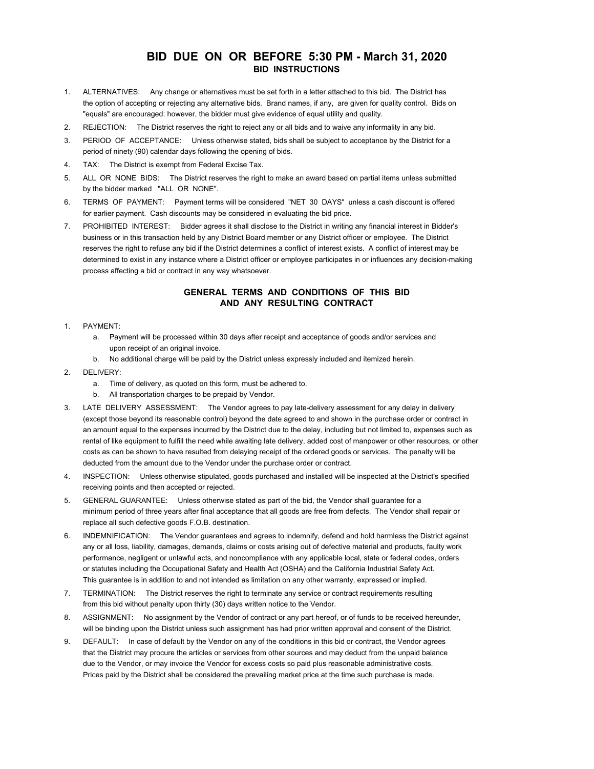# BID DUE ON OR BEFORE 5:30 PM - March 31, 2020

## BID INSTRUCTIONS

1. ALTERNATIVES: Any change or alternatives must be set forth in a letter attached to this bid. The District has the option of accepting or rejecting any alternative bids. Brand names, if any, are given for quality control. Bids on "equals" are encouraged: however, the bidder must give evidence of equal utility and quality.
2. REJECTION: The District reserves the right to reject any or all bids and to waive any informality in any bid.
3. PERIOD OF ACCEPTANCE: Unless otherwise stated, bids shall be subject to acceptance by the District for a period of ninety (90) calendar days following the opening of bids.
4. TAX: The District is exempt from Federal Excise Tax.
5. ALL OR NONE BIDS: The District reserves the right to make an award based on partial items unless submitted by the bidder marked "ALL OR NONE".
6. TERMS OF PAYMENT: Payment terms will be considered "NET 30 DAYS" unless a cash discount is offered for earlier payment. Cash discounts may be considered in evaluating the bid price.
7. PROHIBITED INTEREST: Bidder agrees it shall disclose to the District in writing any financial interest in Bidder's business or in this transaction held by any District Board member or any District officer or employee. The District reserves the right to refuse any bid if the District determines a conflict of interest exists. A conflict of interest may be determined to exist in any instance where a District officer or employee participates in or influences any decision-making process affecting a bid or contract in any way whatsoever.

## GENERAL TERMS AND CONDITIONS OF THIS BID AND ANY RESULTING CONTRACT

1. PAYMENT:
   a. Payment will be processed within 30 days after receipt and acceptance of goods and/or services and upon receipt of an original invoice.
   b. No additional charge will be paid by the District unless expressly included and itemized herein.
2. DELIVERY:
   a. Time of delivery, as quoted on this form, must be adhered to.
   b. All transportation charges to be prepaid by Vendor.
3. LATE DELIVERY ASSESSMENT: The Vendor agrees to pay late-delivery assessment for any delay in delivery (except those beyond its reasonable control) beyond the date agreed to and shown in the purchase order or contract in an amount equal to the expenses incurred by the District due to the delay, including but not limited to, expenses such as rental of like equipment to fulfill the need while awaiting late delivery, added cost of manpower or other resources, or other costs as can be shown to have resulted from delaying receipt of the ordered goods or services. The penalty will be deducted from the amount due to the Vendor under the purchase order or contract.
4. INSPECTION: Unless otherwise stipulated, goods purchased and installed will be inspected at the District's specified receiving points and then accepted or rejected.
5. GENERAL GUARANTEE: Unless otherwise stated as part of the bid, the Vendor shall guarantee for a minimum period of three years after final acceptance that all goods are free from defects. The Vendor shall repair or replace all such defective goods F.O.B. destination.
6. INDEMNIFICATION: The Vendor guarantees and agrees to indemnify, defend and hold harmless the District against any or all loss, liability, damages, demands, claims or costs arising out of defective material and products, faulty work performance, negligent or unlawful acts, and noncompliance with any applicable local, state or federal codes, orders or statutes including the Occupational Safety and Health Act (OSHA) and the California Industrial Safety Act. This guarantee is in addition to and not intended as limitation on any other warranty, expressed or implied.
7. TERMINATION: The District reserves the right to terminate any service or contract requirements resulting from this bid without penalty upon thirty (30) days written notice to the Vendor.
8. ASSIGNMENT: No assignment by the Vendor of contract or any part hereof, or of funds to be received hereunder, will be binding upon the District unless such assignment has had prior written approval and consent of the District.
9. DEFAULT: In case of default by the Vendor on any of the conditions in this bid or contract, the Vendor agrees that the District may procure the articles or services from other sources and may deduct from the unpaid balance due to the Vendor, or may invoice the Vendor for excess costs so paid plus reasonable administrative costs. Prices paid by the District shall be considered the prevailing market price at the time such purchase is made.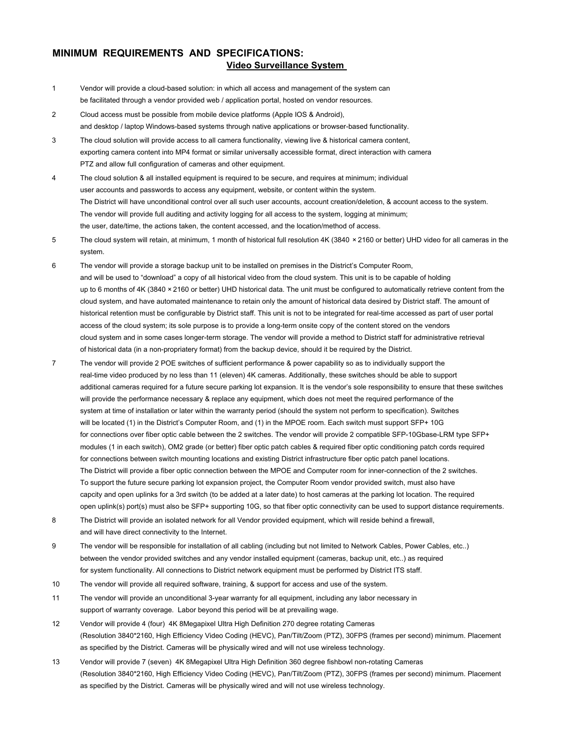# MINIMUM REQUIREMENTS AND SPECIFICATIONS:

## Video Surveillance System

1. Vendor will provide a cloud-based solution: in which all access and management of the system can be facilitated through a vendor provided web / application portal, hosted on vendor resources.

2. Cloud access must be possible from mobile device platforms (Apple IOS & Android), and desktop / laptop Windows-based systems through native applications or browser-based functionality.

3. The cloud solution will provide access to all camera functionality, viewing live & historical camera content, exporting camera content into MP4 format or similar universally accessible format, direct interaction with camera PTZ and allow full configuration of cameras and other equipment.

4. The cloud solution & all installed equipment is required to be secure, and requires at minimum; individual user accounts and passwords to access any equipment, website, or content within the system. The District will have unconditional control over all such user accounts, account creation/deletion, & account access to the system. The vendor will provide full auditing and activity logging for all access to the system, logging at minimum; the user, date/time, the actions taken, the content accessed, and the location/method of access.

5. The cloud system will retain, at minimum, 1 month of historical full resolution 4K (3840 × 2160 or better) UHD video for all cameras in the system.

6. The vendor will provide a storage backup unit to be installed on premises in the District's Computer Room, and will be used to "download" a copy of all historical video from the cloud system. This unit is to be capable of holding up to 6 months of 4K (3840 × 2160 or better) UHD historical data. The unit must be configured to automatically retrieve content from the cloud system, and have automated maintenance to retain only the amount of historical data desired by District staff. The amount of historical retention must be configurable by District staff. This unit is not to be integrated for real-time accessed as part of user portal access of the cloud system; its sole purpose is to provide a long-term onsite copy of the content stored on the vendors cloud system and in some cases longer-term storage. The vendor will provide a method to District staff for administrative retrieval of historical data (in a non-propriatery format) from the backup device, should it be required by the District.

7. The vendor will provide 2 POE switches of sufficient performance & power capability so as to individually support the real-time video produced by no less than 11 (eleven) 4K cameras. Additionally, these switches should be able to support additional cameras required for a future secure parking lot expansion. It is the vendor's sole responsibility to ensure that these switches will provide the performance necessary & replace any equipment, which does not meet the required performance of the system at time of installation or later within the warranty period (should the system not perform to specification). Switches will be located (1) in the District's Computer Room, and (1) in the MPOE room. Each switch must support SFP+ 10G for connections over fiber optic cable between the 2 switches. The vendor will provide 2 compatible SFP-10Gbase-LRM type SFP+ modules (1 in each switch), OM2 grade (or better) fiber optic patch cables & required fiber optic conditioning patch cords required for connections between switch mounting locations and existing District infrastructure fiber optic patch panel locations. The District will provide a fiber optic connection between the MPOE and Computer room for inner-connection of the 2 switches. To support the future secure parking lot expansion project, the Computer Room vendor provided switch, must also have capcity and open uplinks for a 3rd switch (to be added at a later date) to host cameras at the parking lot location. The required open uplink(s) port(s) must also be SFP+ supporting 10G, so that fiber optic connectivity can be used to support distance requirements.

8. The District will provide an isolated network for all Vendor provided equipment, which will reside behind a firewall, and will have direct connectivity to the Internet.

9. The vendor will be responsible for installation of all cabling (including but not limited to Network Cables, Power Cables, etc..) between the vendor provided switches and any vendor installed equipment (cameras, backup unit, etc..) as required for system functionality. All connections to District network equipment must be performed by District ITS staff.

10. The vendor will provide all required software, training, & support for access and use of the system.

11. The vendor will provide an unconditional 3-year warranty for all equipment, including any labor necessary in support of warranty coverage. Labor beyond this period will be at prevailing wage.

12. Vendor will provide 4 (four) 4K 8Megapixel Ultra High Definition 270 degree rotating Cameras (Resolution 3840*2160, High Efficiency Video Coding (HEVC), Pan/Tilt/Zoom (PTZ), 30FPS (frames per second) minimum. Placement as specified by the District. Cameras will be physically wired and will not use wireless technology.

13. Vendor will provide 7 (seven) 4K 8Megapixel Ultra High Definition 360 degree fishbowl non-rotating Cameras (Resolution 3840*2160, High Efficiency Video Coding (HEVC), Pan/Tilt/Zoom (PTZ), 30FPS (frames per second) minimum. Placement as specified by the District. Cameras will be physically wired and will not use wireless technology.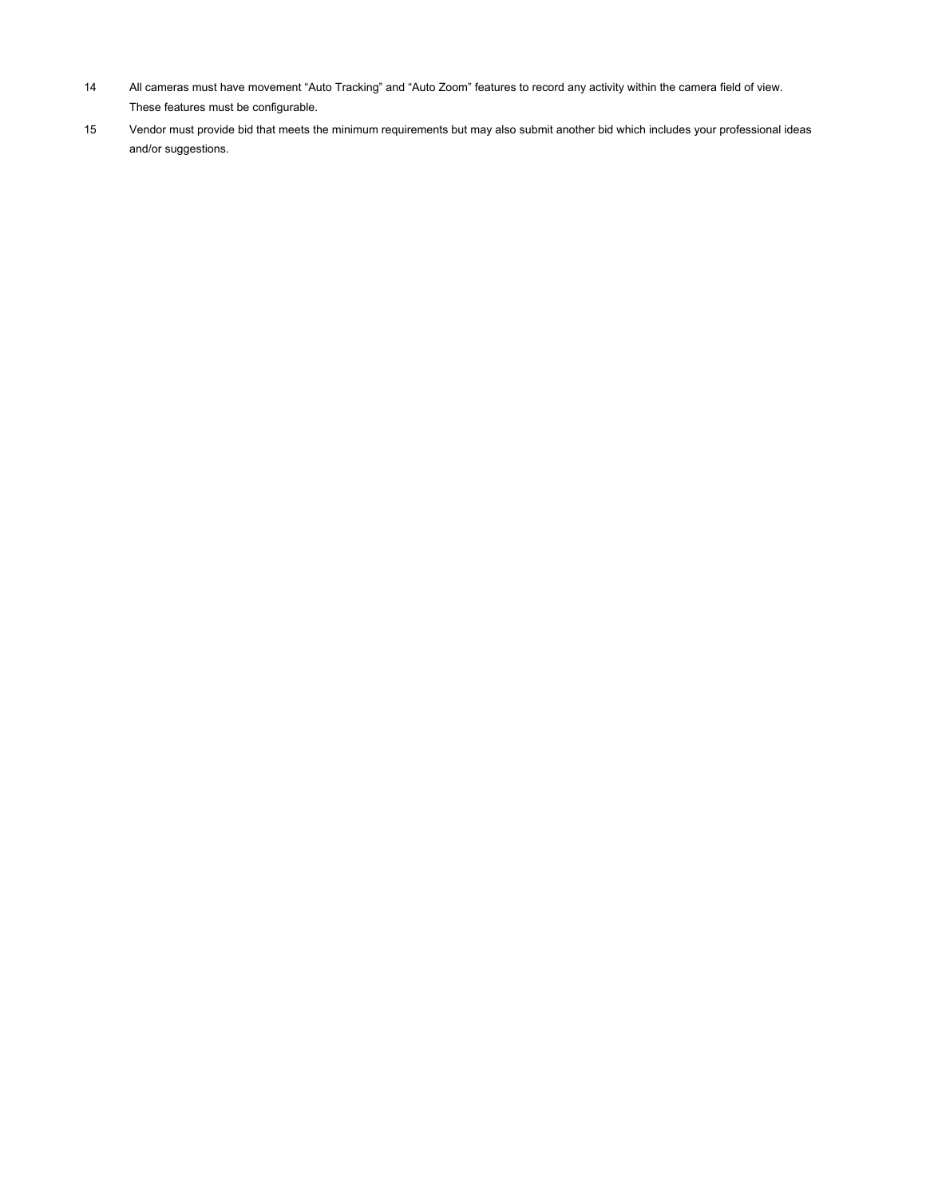14. All cameras must have movement "Auto Tracking" and "Auto Zoom" features to record any activity within the camera field of view. These features must be configurable.
15. Vendor must provide bid that meets the minimum requirements but may also submit another bid which includes your professional ideas and/or suggestions.